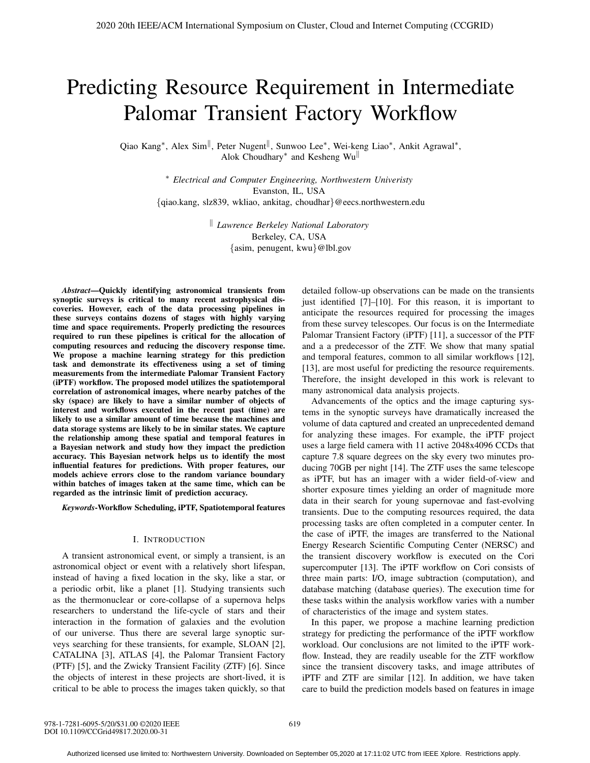# Predicting Resource Requirement in Intermediate Palomar Transient Factory Workflow

Qiao Kang[*], Alex Sim[‖], Peter Nugent[‖], Sunwoo Lee[*], Wei-keng Liao[*], Ankit Agrawal[*], Alok Choudhary[*] and Kesheng Wu[‖]

[*] *Electrical and Computer Engineering, Northwestern Univeristy*
Evanston, IL, USA
{qiao.kang, slz839, wkliao, ankitag, choudhar}@eecs.northwestern.edu

[‖] *Lawrence Berkeley National Laboratory*
Berkeley, CA, USA
{asim, penugent, kwu}@lbl.gov

***Abstract*—Quickly identifying astronomical transients from synoptic surveys is critical to many recent astrophysical discoveries. However, each of the data processing pipelines in these surveys contains dozens of stages with highly varying time and space requirements. Properly predicting the resources required to run these pipelines is critical for the allocation of computing resources and reducing the discovery response time. We propose a machine learning strategy for this prediction task and demonstrate its effectiveness using a set of timing measurements from the intermediate Palomar Transient Factory (iPTF) workflow. The proposed model utilizes the spatiotemporal correlation of astronomical images, where nearby patches of the sky (space) are likely to have a similar number of objects of interest and workflows executed in the recent past (time) are likely to use a similar amount of time because the machines and data storage systems are likely to be in similar states. We capture the relationship among these spatial and temporal features in a Bayesian network and study how they impact the prediction accuracy. This Bayesian network helps us to identify the most influential features for predictions. With proper features, our models achieve errors close to the random variance boundary within batches of images taken at the same time, which can be regarded as the intrinsic limit of prediction accuracy.**

***Keywords*-Workflow Scheduling, iPTF, Spatiotemporal features**

## I. Introduction

A transient astronomical event, or simply a transient, is an astronomical object or event with a relatively short lifespan, instead of having a fixed location in the sky, like a star, or a periodic orbit, like a planet [1]. Studying transients such as the thermonuclear or core-collapse of a supernova helps researchers to understand the life-cycle of stars and their interaction in the formation of galaxies and the evolution of our universe. Thus there are several large synoptic surveys searching for these transients, for example, SLOAN [2], CATALINA [3], ATLAS [4], the Palomar Transient Factory (PTF) [5], and the Zwicky Transient Facility (ZTF) [6]. Since the objects of interest in these projects are short-lived, it is critical to be able to process the images taken quickly, so that detailed follow-up observations can be made on the transients just identified [7]–[10]. For this reason, it is important to anticipate the resources required for processing the images from these survey telescopes. Our focus is on the Intermediate Palomar Transient Factory (iPTF) [11], a successor of the PTF and a a predecessor of the ZTF. We show that many spatial and temporal features, common to all similar workflows [12], [13], are most useful for predicting the resource requirements. Therefore, the insight developed in this work is relevant to many astronomical data analysis projects.

Advancements of the optics and the image capturing systems in the synoptic surveys have dramatically increased the volume of data captured and created an unprecedented demand for analyzing these images. For example, the iPTF project uses a large field camera with 11 active 2048x4096 CCDs that capture 7.8 square degrees on the sky every two minutes producing 70GB per night [14]. The ZTF uses the same telescope as iPTF, but has an imager with a wider field-of-view and shorter exposure times yielding an order of magnitude more data in their search for young supernovae and fast-evolving transients. Due to the computing resources required, the data processing tasks are often completed in a computer center. In the case of iPTF, the images are transferred to the National Energy Research Scientific Computing Center (NERSC) and the transient discovery workflow is executed on the Cori supercomputer [13]. The iPTF workflow on Cori consists of three main parts: I/O, image subtraction (computation), and database matching (database queries). The execution time for these tasks within the analysis workflow varies with a number of characteristics of the image and system states.

In this paper, we propose a machine learning prediction strategy for predicting the performance of the iPTF workflow workload. Our conclusions are not limited to the iPTF workflow. Instead, they are readily useable for the ZTF workflow since the transient discovery tasks, and image attributes of iPTF and ZTF are similar [12]. In addition, we have taken care to build the prediction models based on features in image

978-1-7281-6095-5/20/$31.00 ©2020 IEEE
DOI 10.1109/CCGrid49817.2020.00-31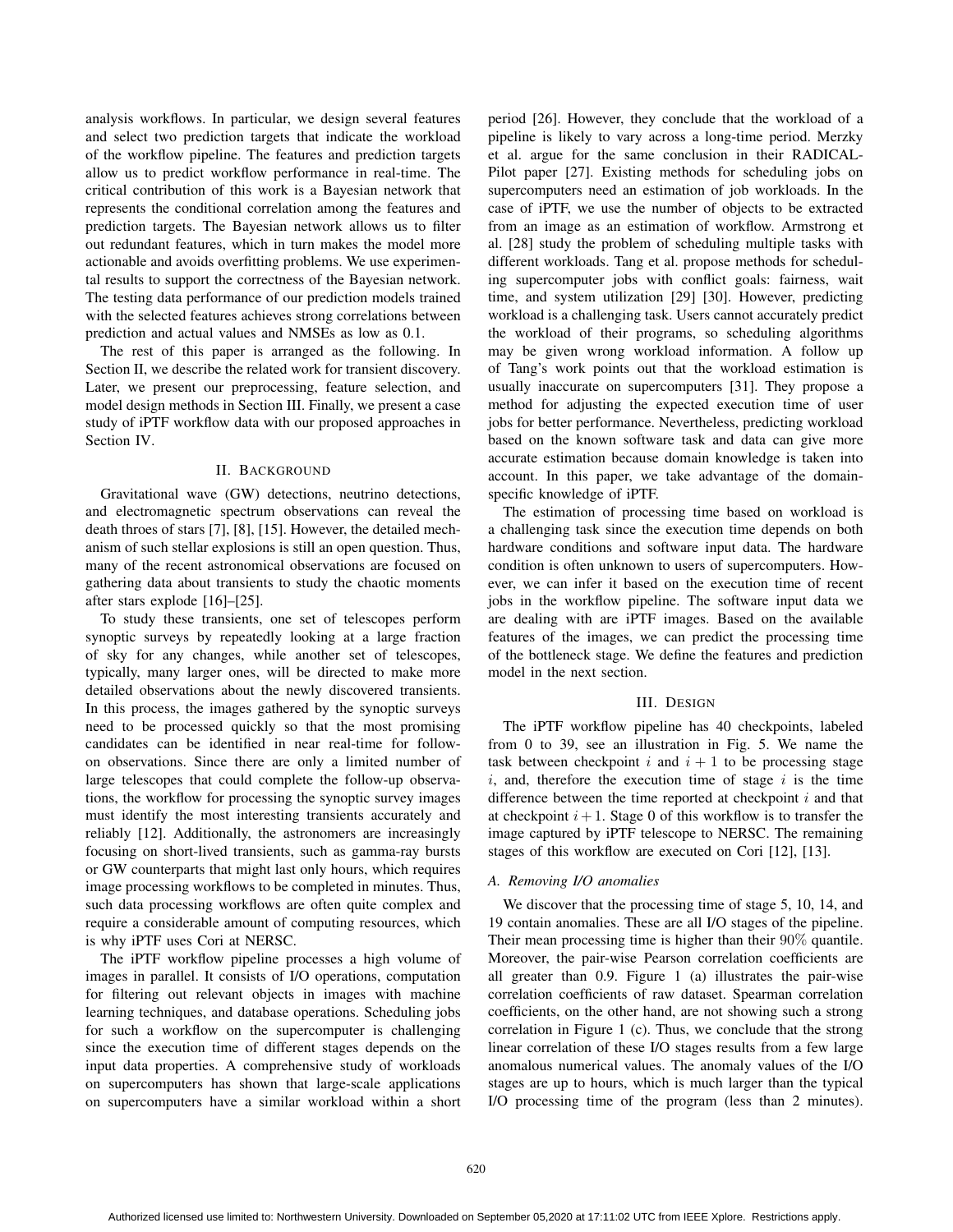analysis workflows. In particular, we design several features and select two prediction targets that indicate the workload of the workflow pipeline. The features and prediction targets allow us to predict workflow performance in real-time. The critical contribution of this work is a Bayesian network that represents the conditional correlation among the features and prediction targets. The Bayesian network allows us to filter out redundant features, which in turn makes the model more actionable and avoids overfitting problems. We use experimental results to support the correctness of the Bayesian network. The testing data performance of our prediction models trained with the selected features achieves strong correlations between prediction and actual values and NMSEs as low as 0.1.

The rest of this paper is arranged as the following. In Section II, we describe the related work for transient discovery. Later, we present our preprocessing, feature selection, and model design methods in Section III. Finally, we present a case study of iPTF workflow data with our proposed approaches in Section IV.

## II. Background

Gravitational wave (GW) detections, neutrino detections, and electromagnetic spectrum observations can reveal the death throes of stars [7], [8], [15]. However, the detailed mechanism of such stellar explosions is still an open question. Thus, many of the recent astronomical observations are focused on gathering data about transients to study the chaotic moments after stars explode [16]–[25].

To study these transients, one set of telescopes perform synoptic surveys by repeatedly looking at a large fraction of sky for any changes, while another set of telescopes, typically, many larger ones, will be directed to make more detailed observations about the newly discovered transients. In this process, the images gathered by the synoptic surveys need to be processed quickly so that the most promising candidates can be identified in near real-time for follow-on observations. Since there are only a limited number of large telescopes that could complete the follow-up observations, the workflow for processing the synoptic survey images must identify the most interesting transients accurately and reliably [12]. Additionally, the astronomers are increasingly focusing on short-lived transients, such as gamma-ray bursts or GW counterparts that might last only hours, which requires image processing workflows to be completed in minutes. Thus, such data processing workflows are often quite complex and require a considerable amount of computing resources, which is why iPTF uses Cori at NERSC.

The iPTF workflow pipeline processes a high volume of images in parallel. It consists of I/O operations, computation for filtering out relevant objects in images with machine learning techniques, and database operations. Scheduling jobs for such a workflow on the supercomputer is challenging since the execution time of different stages depends on the input data properties. A comprehensive study of workloads on supercomputers has shown that large-scale applications on supercomputers have a similar workload within a short period [26]. However, they conclude that the workload of a pipeline is likely to vary across a long-time period. Merzky et al. argue for the same conclusion in their RADICAL-Pilot paper [27]. Existing methods for scheduling jobs on supercomputers need an estimation of job workloads. In the case of iPTF, we use the number of objects to be extracted from an image as an estimation of workflow. Armstrong et al. [28] study the problem of scheduling multiple tasks with different workloads. Tang et al. propose methods for scheduling supercomputer jobs with conflict goals: fairness, wait time, and system utilization [29] [30]. However, predicting workload is a challenging task. Users cannot accurately predict the workload of their programs, so scheduling algorithms may be given wrong workload information. A follow up of Tang's work points out that the workload estimation is usually inaccurate on supercomputers [31]. They propose a method for adjusting the expected execution time of user jobs for better performance. Nevertheless, predicting workload based on the known software task and data can give more accurate estimation because domain knowledge is taken into account. In this paper, we take advantage of the domain-specific knowledge of iPTF.

The estimation of processing time based on workload is a challenging task since the execution time depends on both hardware conditions and software input data. The hardware condition is often unknown to users of supercomputers. However, we can infer it based on the execution time of recent jobs in the workflow pipeline. The software input data we are dealing with are iPTF images. Based on the available features of the images, we can predict the processing time of the bottleneck stage. We define the features and prediction model in the next section.

## III. Design

The iPTF workflow pipeline has 40 checkpoints, labeled from 0 to 39, see an illustration in Fig. 5. We name the task between checkpoint $i$ and $i+1$ to be processing stage $i$, and, therefore the execution time of stage $i$ is the time difference between the time reported at checkpoint $i$ and that at checkpoint $i+1$. Stage 0 of this workflow is to transfer the image captured by iPTF telescope to NERSC. The remaining stages of this workflow are executed on Cori [12], [13].

### A. Removing I/O anomalies

We discover that the processing time of stage 5, 10, 14, and 19 contain anomalies. These are all I/O stages of the pipeline. Their mean processing time is higher than their $90\%$ quantile. Moreover, the pair-wise Pearson correlation coefficients are all greater than 0.9. Figure 1 (a) illustrates the pair-wise correlation coefficients of raw dataset. Spearman correlation coefficients, on the other hand, are not showing such a strong correlation in Figure 1 (c). Thus, we conclude that the strong linear correlation of these I/O stages results from a few large anomalous numerical values. The anomaly values of the I/O stages are up to hours, which is much larger than the typical I/O processing time of the program (less than 2 minutes).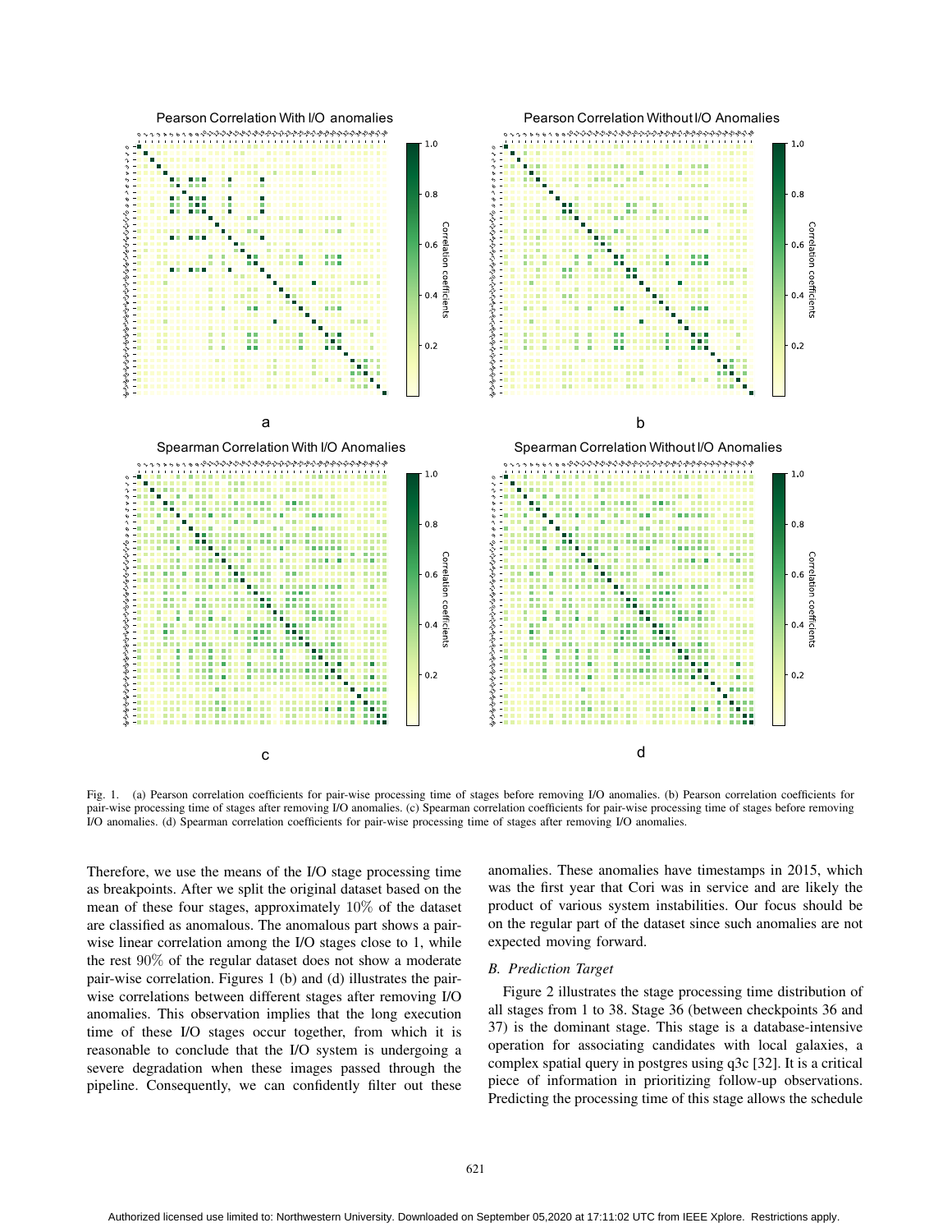Fig. 1. (a) Pearson correlation coefficients for pair-wise processing time of stages before removing I/O anomalies. (b) Pearson correlation coefficients for pair-wise processing time of stages after removing I/O anomalies. (c) Spearman correlation coefficients for pair-wise processing time of stages before removing I/O anomalies. (d) Spearman correlation coefficients for pair-wise processing time of stages after removing I/O anomalies.

Therefore, we use the means of the I/O stage processing time as breakpoints. After we split the original dataset based on the mean of these four stages, approximately 10% of the dataset are classified as anomalous. The anomalous part shows a pair-wise linear correlation among the I/O stages close to 1, while the rest 90% of the regular dataset does not show a moderate pair-wise correlation. Figures 1 (b) and (d) illustrates the pair-wise correlations between different stages after removing I/O anomalies. This observation implies that the long execution time of these I/O stages occur together, from which it is reasonable to conclude that the I/O system is undergoing a severe degradation when these images passed through the pipeline. Consequently, we can confidently filter out these anomalies. These anomalies have timestamps in 2015, which was the first year that Cori was in service and are likely the product of various system instabilities. Our focus should be on the regular part of the dataset since such anomalies are not expected moving forward.

### *B. Prediction Target*

Figure 2 illustrates the stage processing time distribution of all stages from 1 to 38. Stage 36 (between checkpoints 36 and 37) is the dominant stage. This stage is a database-intensive operation for associating candidates with local galaxies, a complex spatial query in postgres using q3c [32]. It is a critical piece of information in prioritizing follow-up observations. Predicting the processing time of this stage allows the schedule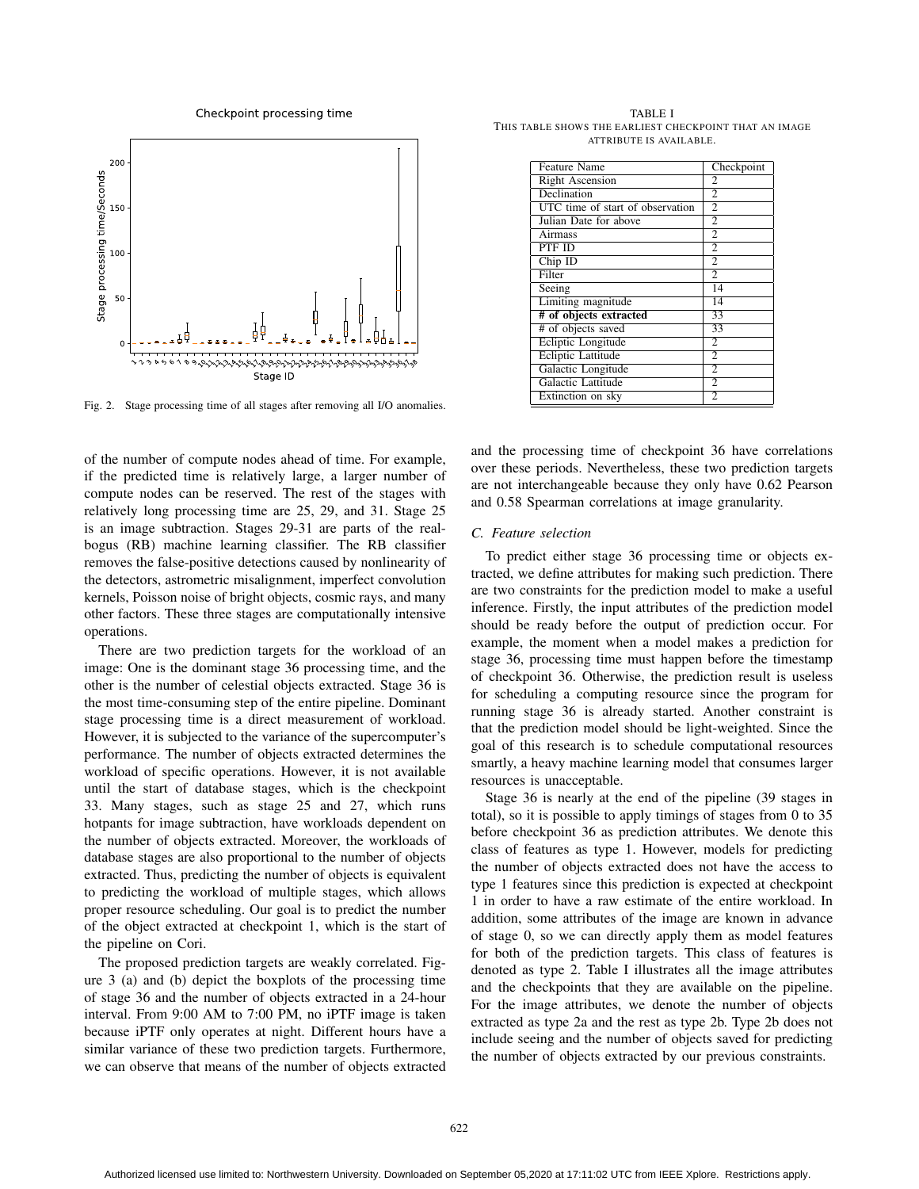Fig. 2. Stage processing time of all stages after removing all I/O anomalies.

TABLE I
THIS TABLE SHOWS THE EARLIEST CHECKPOINT THAT AN IMAGE ATTRIBUTE IS AVAILABLE.

| Feature Name | Checkpoint |
|---|---|
| Right Ascension | 2 |
| Declination | 2 |
| UTC time of start of observation | 2 |
| Julian Date for above | 2 |
| Airmass | 2 |
| PTF ID | 2 |
| Chip ID | 2 |
| Filter | 2 |
| Seeing | 14 |
| Limiting magnitude | 14 |
| **# of objects extracted** | **33** |
| # of objects saved | 33 |
| Ecliptic Longitude | 2 |
| Ecliptic Lattitude | 2 |
| Galactic Longitude | 2 |
| Galactic Lattitude | 2 |
| Extinction on sky | 2 |

of the number of compute nodes ahead of time. For example, if the predicted time is relatively large, a larger number of compute nodes can be reserved. The rest of the stages with relatively long processing time are 25, 29, and 31. Stage 25 is an image subtraction. Stages 29-31 are parts of the real-bogus (RB) machine learning classifier. The RB classifier removes the false-positive detections caused by nonlinearity of the detectors, astrometric misalignment, imperfect convolution kernels, Poisson noise of bright objects, cosmic rays, and many other factors. These three stages are computationally intensive operations.

There are two prediction targets for the workload of an image: One is the dominant stage 36 processing time, and the other is the number of celestial objects extracted. Stage 36 is the most time-consuming step of the entire pipeline. Dominant stage processing time is a direct measurement of workload. However, it is subjected to the variance of the supercomputer's performance. The number of objects extracted determines the workload of specific operations. However, it is not available until the start of database stages, which is the checkpoint 33. Many stages, such as stage 25 and 27, which runs hotpants for image subtraction, have workloads dependent on the number of objects extracted. Moreover, the workloads of database stages are also proportional to the number of objects extracted. Thus, predicting the number of objects is equivalent to predicting the workload of multiple stages, which allows proper resource scheduling. Our goal is to predict the number of the object extracted at checkpoint 1, which is the start of the pipeline on Cori.

The proposed prediction targets are weakly correlated. Figure 3 (a) and (b) depict the boxplots of the processing time of stage 36 and the number of objects extracted in a 24-hour interval. From 9:00 AM to 7:00 PM, no iPTF image is taken because iPTF only operates at night. Different hours have a similar variance of these two prediction targets. Furthermore, we can observe that means of the number of objects extracted and the processing time of checkpoint 36 have correlations over these periods. Nevertheless, these two prediction targets are not interchangeable because they only have 0.62 Pearson and 0.58 Spearman correlations at image granularity.

### C. Feature selection

To predict either stage 36 processing time or objects extracted, we define attributes for making such prediction. There are two constraints for the prediction model to make a useful inference. Firstly, the input attributes of the prediction model should be ready before the output of prediction occur. For example, the moment when a model makes a prediction for stage 36, processing time must happen before the timestamp of checkpoint 36. Otherwise, the prediction result is useless for scheduling a computing resource since the program for running stage 36 is already started. Another constraint is that the prediction model should be light-weighted. Since the goal of this research is to schedule computational resources smartly, a heavy machine learning model that consumes larger resources is unacceptable.

Stage 36 is nearly at the end of the pipeline (39 stages in total), so it is possible to apply timings of stages from 0 to 35 before checkpoint 36 as prediction attributes. We denote this class of features as type 1. However, models for predicting the number of objects extracted does not have the access to type 1 features since this prediction is expected at checkpoint 1 in order to have a raw estimate of the entire workload. In addition, some attributes of the image are known in advance of stage 0, so we can directly apply them as model features for both of the prediction targets. This class of features is denoted as type 2. Table I illustrates all the image attributes and the checkpoints that they are available on the pipeline. For the image attributes, we denote the number of objects extracted as type 2a and the rest as type 2b. Type 2b does not include seeing and the number of objects saved for predicting the number of objects extracted by our previous constraints.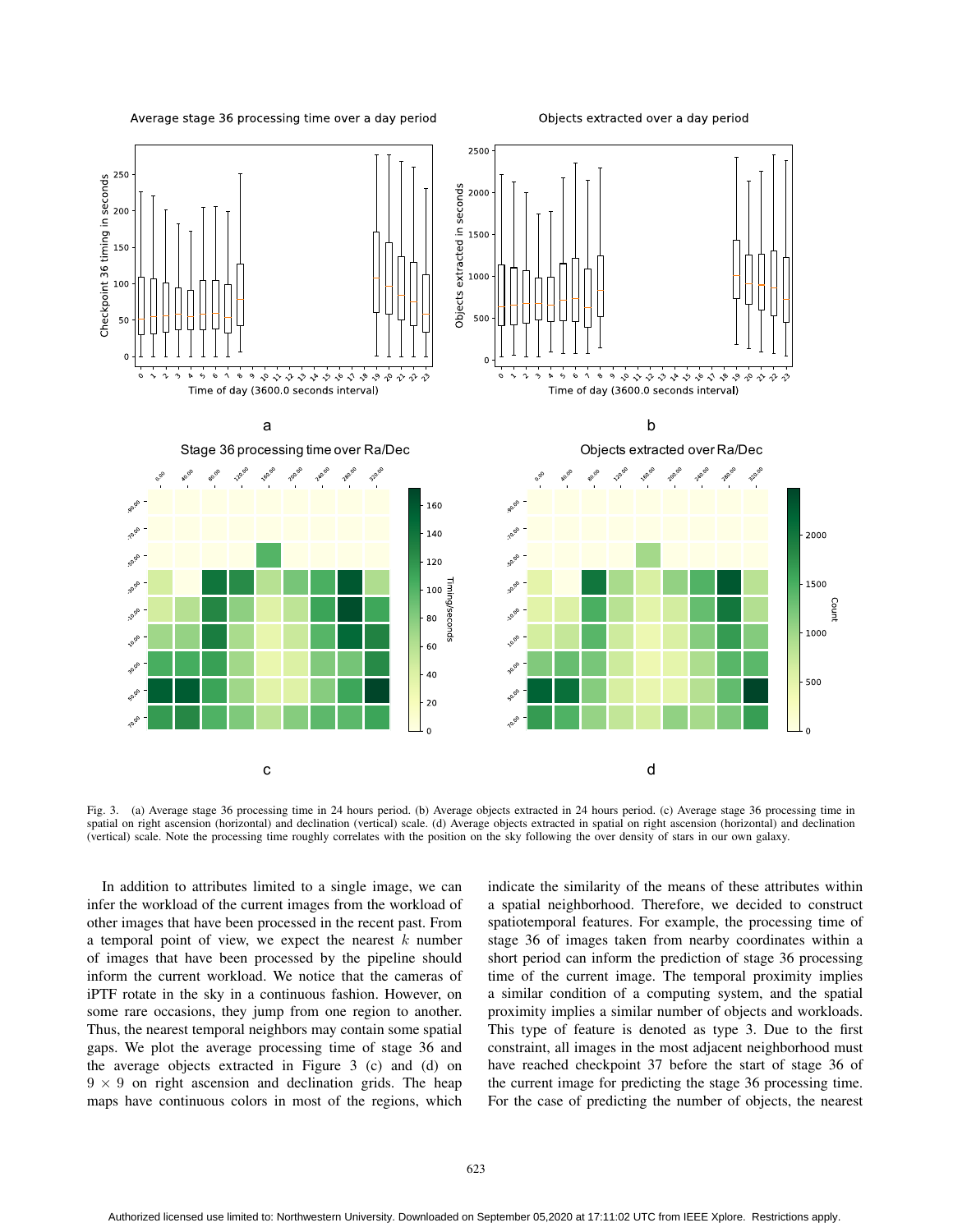Fig. 3. (a) Average stage 36 processing time in 24 hours period. (b) Average objects extracted in 24 hours period. (c) Average stage 36 processing time in spatial on right ascension (horizontal) and declination (vertical) scale. (d) Average objects extracted in spatial on right ascension (horizontal) and declination (vertical) scale. Note the processing time roughly correlates with the position on the sky following the over density of stars in our own galaxy.

In addition to attributes limited to a single image, we can infer the workload of the current images from the workload of other images that have been processed in the recent past. From a temporal point of view, we expect the nearest $k$ number of images that have been processed by the pipeline should inform the current workload. We notice that the cameras of iPTF rotate in the sky in a continuous fashion. However, on some rare occasions, they jump from one region to another. Thus, the nearest temporal neighbors may contain some spatial gaps. We plot the average processing time of stage 36 and the average objects extracted in Figure 3 (c) and (d) on $9 \times 9$ on right ascension and declination grids. The heap maps have continuous colors in most of the regions, which indicate the similarity of the means of these attributes within a spatial neighborhood. Therefore, we decided to construct spatiotemporal features. For example, the processing time of stage 36 of images taken from nearby coordinates within a short period can inform the prediction of stage 36 processing time of the current image. The temporal proximity implies a similar condition of a computing system, and the spatial proximity implies a similar number of objects and workloads. This type of feature is denoted as type 3. Due to the first constraint, all images in the most adjacent neighborhood must have reached checkpoint 37 before the start of stage 36 of the current image for predicting the stage 36 processing time. For the case of predicting the number of objects, the nearest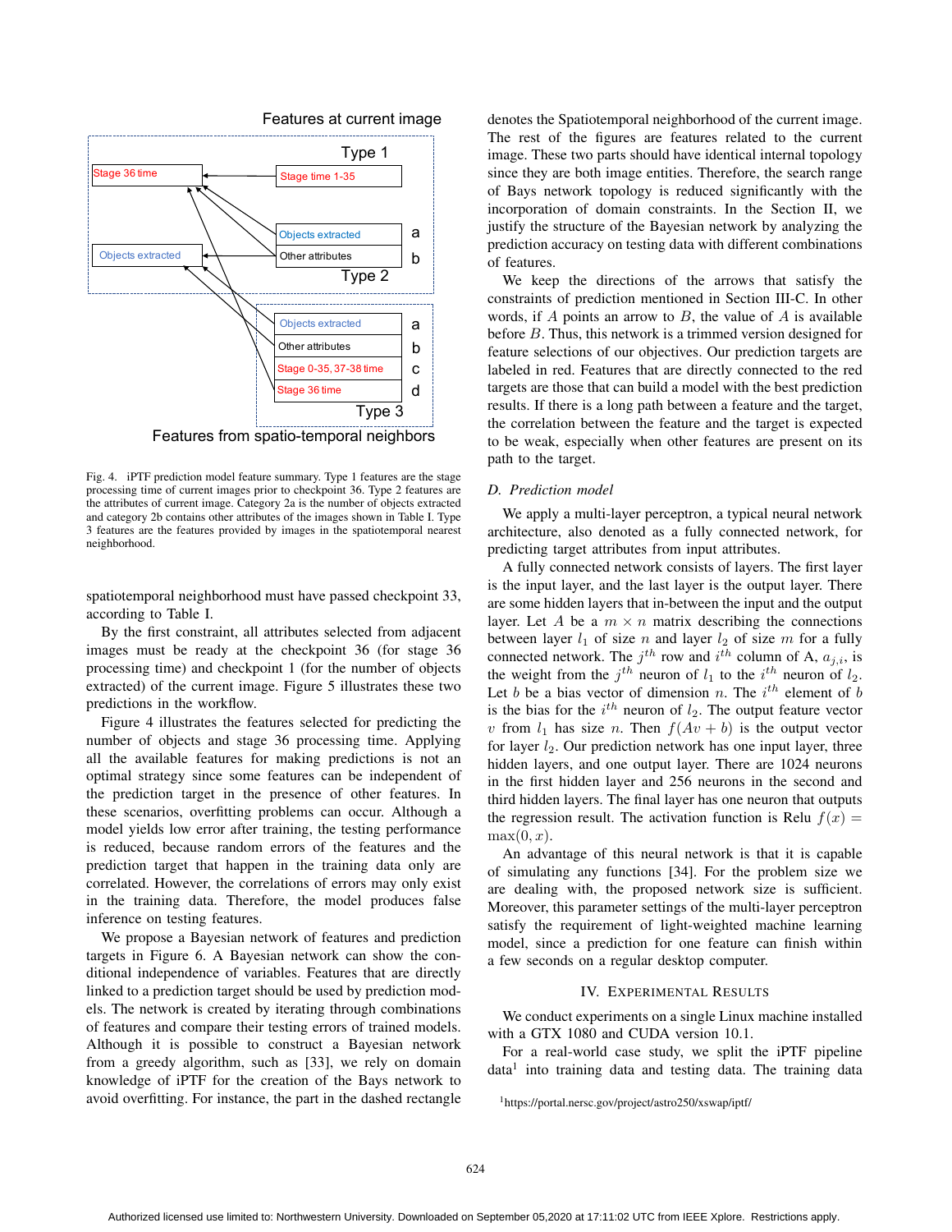Features at current image

Type 1

Stage 36 time

Stage time 1-35

Objects extracted a

Other attributes b

Objects extracted

Type 2

Objects extracted a

Other attributes b

Stage 0-35, 37-38 time c

Stage 36 time d

Type 3

Features from spatio-temporal neighbors

Fig. 4. iPTF prediction model feature summary. Type 1 features are the stage processing time of current images prior to checkpoint 36. Type 2 features are the attributes of current image. Category 2a is the number of objects extracted and category 2b contains other attributes of the images shown in Table I. Type 3 features are the features provided by images in the spatiotemporal nearest neighborhood.

spatiotemporal neighborhood must have passed checkpoint 33, according to Table I.

By the first constraint, all attributes selected from adjacent images must be ready at the checkpoint 36 (for stage 36 processing time) and checkpoint 1 (for the number of objects extracted) of the current image. Figure 5 illustrates these two predictions in the workflow.

Figure 4 illustrates the features selected for predicting the number of objects and stage 36 processing time. Applying all the available features for making predictions is not an optimal strategy since some features can be independent of the prediction target in the presence of other features. In these scenarios, overfitting problems can occur. Although a model yields low error after training, the testing performance is reduced, because random errors of the features and the prediction target that happen in the training data only are correlated. However, the correlations of errors may only exist in the training data. Therefore, the model produces false inference on testing features.

We propose a Bayesian network of features and prediction targets in Figure 6. A Bayesian network can show the conditional independence of variables. Features that are directly linked to a prediction target should be used by prediction models. The network is created by iterating through combinations of features and compare their testing errors of trained models. Although it is possible to construct a Bayesian network from a greedy algorithm, such as [33], we rely on domain knowledge of iPTF for the creation of the Bays network to avoid overfitting. For instance, the part in the dashed rectangle denotes the Spatiotemporal neighborhood of the current image. The rest of the figures are features related to the current image. These two parts should have identical internal topology since they are both image entities. Therefore, the search range of Bays network topology is reduced significantly with the incorporation of domain constraints. In the Section II, we justify the structure of the Bayesian network by analyzing the prediction accuracy on testing data with different combinations of features.

We keep the directions of the arrows that satisfy the constraints of prediction mentioned in Section III-C. In other words, if $A$ points an arrow to $B$, the value of $A$ is available before $B$. Thus, this network is a trimmed version designed for feature selections of our objectives. Our prediction targets are labeled in red. Features that are directly connected to the red targets are those that can build a model with the best prediction results. If there is a long path between a feature and the target, the correlation between the feature and the target is expected to be weak, especially when other features are present on its path to the target.

### D. Prediction model

We apply a multi-layer perceptron, a typical neural network architecture, also denoted as a fully connected network, for predicting target attributes from input attributes.

A fully connected network consists of layers. The first layer is the input layer, and the last layer is the output layer. There are some hidden layers that in-between the input and the output layer. Let $A$ be a $m \times n$ matrix describing the connections between layer $l_1$ of size $n$ and layer $l_2$ of size $m$ for a fully connected network. The $j^{th}$ row and $i^{th}$ column of A, $a_{j,i}$, is the weight from the $j^{th}$ neuron of $l_1$ to the $i^{th}$ neuron of $l_2$. Let $b$ be a bias vector of dimension $n$. The $i^{th}$ element of $b$ is the bias for the $i^{th}$ neuron of $l_2$. The output feature vector $v$ from $l_1$ has size $n$. Then $f(Av + b)$ is the output vector for layer $l_2$. Our prediction network has one input layer, three hidden layers, and one output layer. There are 1024 neurons in the first hidden layer and 256 neurons in the second and third hidden layers. The final layer has one neuron that outputs the regression result. The activation function is Relu $f(x) = \max(0, x)$.

An advantage of this neural network is that it is capable of simulating any functions [34]. For the problem size we are dealing with, the proposed network size is sufficient. Moreover, this parameter settings of the multi-layer perceptron satisfy the requirement of light-weighted machine learning model, since a prediction for one feature can finish within a few seconds on a regular desktop computer.

## IV. Experimental Results

We conduct experiments on a single Linux machine installed with a GTX 1080 and CUDA version 10.1.

For a real-world case study, we split the iPTF pipeline data[1] into training data and testing data. The training data

[1] https://portal.nersc.gov/project/astro250/xswap/iptf/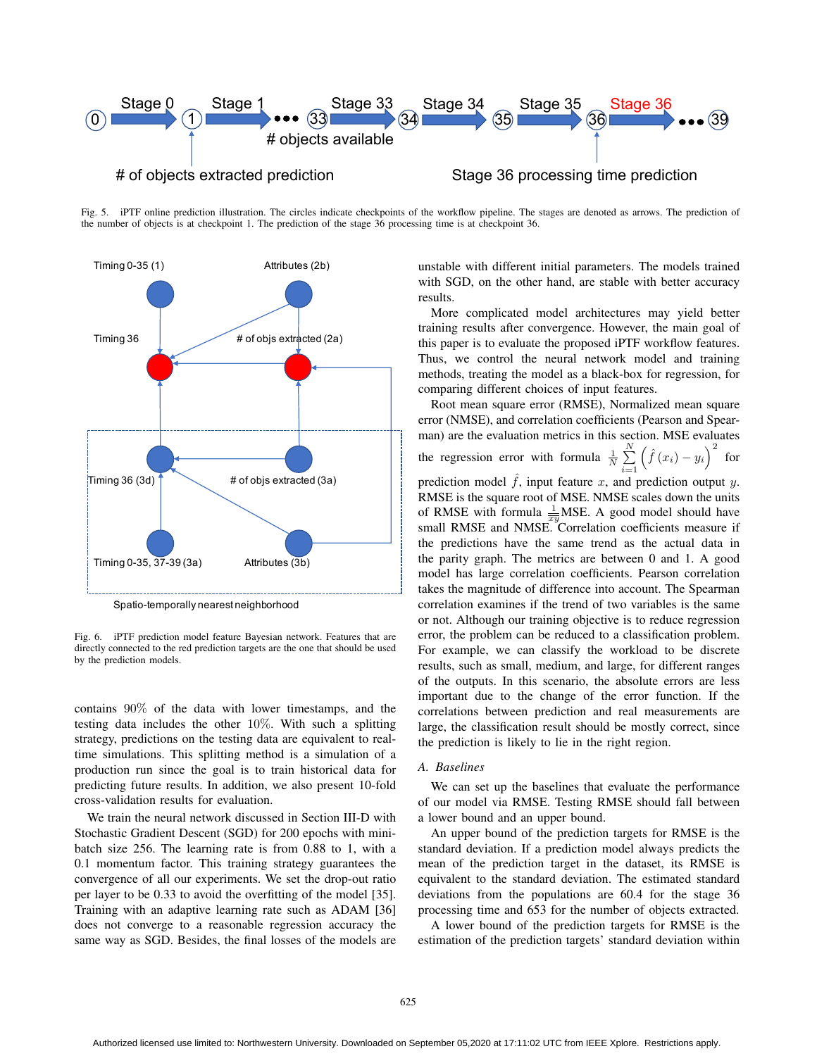Fig. 5. iPTF online prediction illustration. The circles indicate checkpoints of the workflow pipeline. The stages are denoted as arrows. The prediction of the number of objects is at checkpoint 1. The prediction of the stage 36 processing time is at checkpoint 36.

Fig. 6. iPTF prediction model feature Bayesian network. Features that are directly connected to the red prediction targets are the one that should be used by the prediction models.

contains 90% of the data with lower timestamps, and the testing data includes the other 10%. With such a splitting strategy, predictions on the testing data are equivalent to real-time simulations. This splitting method is a simulation of a production run since the goal is to train historical data for predicting future results. In addition, we also present 10-fold cross-validation results for evaluation.

We train the neural network discussed in Section III-D with Stochastic Gradient Descent (SGD) for 200 epochs with mini-batch size 256. The learning rate is from 0.88 to 1, with a 0.1 momentum factor. This training strategy guarantees the convergence of all our experiments. We set the drop-out ratio per layer to be 0.33 to avoid the overfitting of the model [35]. Training with an adaptive learning rate such as ADAM [36] does not converge to a reasonable regression accuracy the same way as SGD. Besides, the final losses of the models are unstable with different initial parameters. The models trained with SGD, on the other hand, are stable with better accuracy results.

More complicated model architectures may yield better training results after convergence. However, the main goal of this paper is to evaluate the proposed iPTF workflow features. Thus, we control the neural network model and training methods, treating the model as a black-box for regression, for comparing different choices of input features.

Root mean square error (RMSE), Normalized mean square error (NMSE), and correlation coefficients (Pearson and Spearman) are the evaluation metrics in this section. MSE evaluates the regression error with formula $\frac{1}{N}\sum_{i=1}^{N}\left(\hat{f}\left(x_i\right)-y_i\right)^2$ for prediction model $\hat{f}$, input feature $x$, and prediction output $y$. RMSE is the square root of MSE. NMSE scales down the units of RMSE with formula $\frac{1}{\bar{x}\bar{y}}$MSE. A good model should have small RMSE and NMSE. Correlation coefficients measure if the predictions have the same trend as the actual data in the parity graph. The metrics are between 0 and 1. A good model has large correlation coefficients. Pearson correlation takes the magnitude of difference into account. The Spearman correlation examines if the trend of two variables is the same or not. Although our training objective is to reduce regression error, the problem can be reduced to a classification problem. For example, we can classify the workload to be discrete results, such as small, medium, and large, for different ranges of the outputs. In this scenario, the absolute errors are less important due to the change of the error function. If the correlations between prediction and real measurements are large, the classification result should be mostly correct, since the prediction is likely to lie in the right region.

### A. Baselines

We can set up the baselines that evaluate the performance of our model via RMSE. Testing RMSE should fall between a lower bound and an upper bound.

An upper bound of the prediction targets for RMSE is the standard deviation. If a prediction model always predicts the mean of the prediction target in the dataset, its RMSE is equivalent to the standard deviation. The estimated standard deviations from the populations are 60.4 for the stage 36 processing time and 653 for the number of objects extracted.

A lower bound of the prediction targets for RMSE is the estimation of the prediction targets' standard deviation within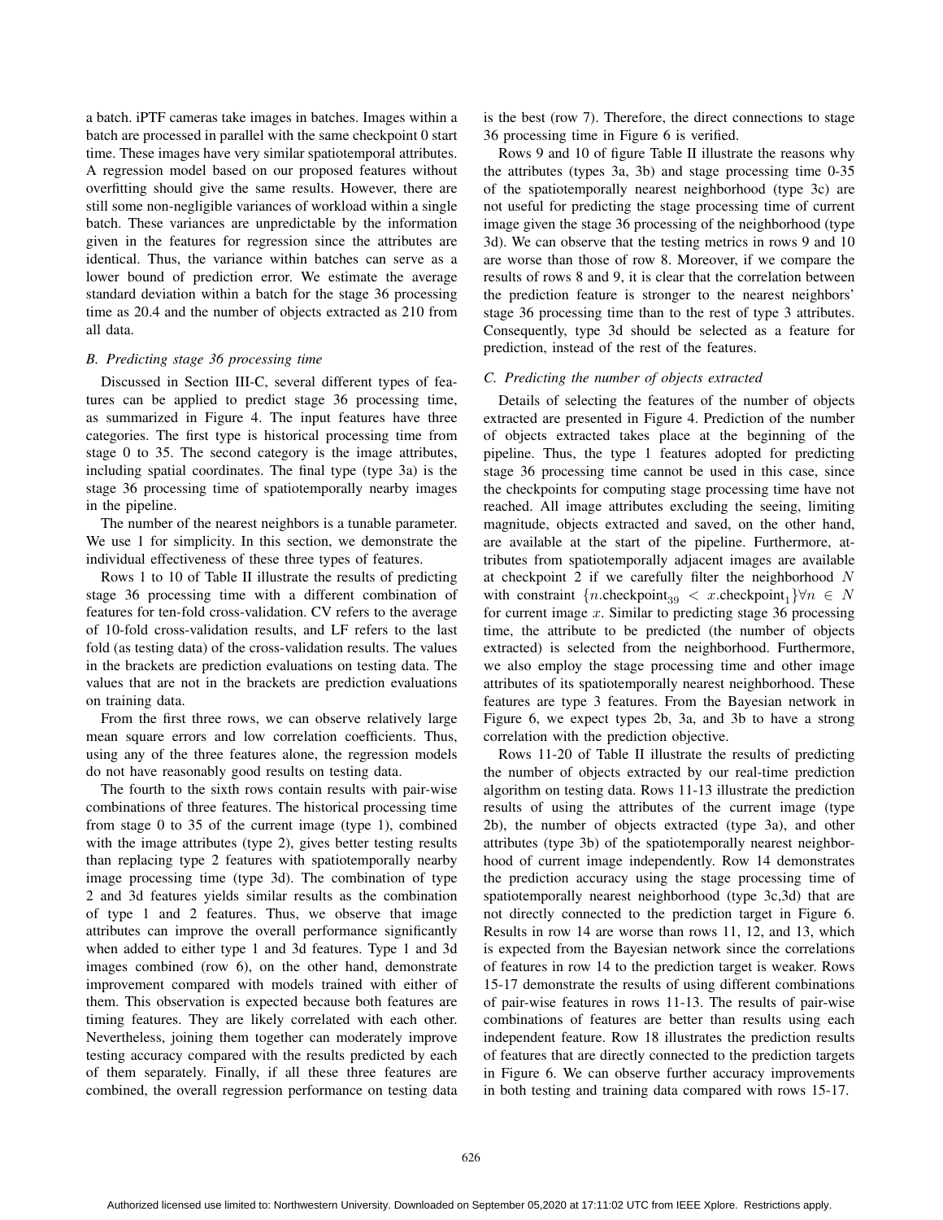a batch. iPTF cameras take images in batches. Images within a batch are processed in parallel with the same checkpoint 0 start time. These images have very similar spatiotemporal attributes. A regression model based on our proposed features without overfitting should give the same results. However, there are still some non-negligible variances of workload within a single batch. These variances are unpredictable by the information given in the features for regression since the attributes are identical. Thus, the variance within batches can serve as a lower bound of prediction error. We estimate the average standard deviation within a batch for the stage 36 processing time as 20.4 and the number of objects extracted as 210 from all data.

### B. Predicting stage 36 processing time

Discussed in Section III-C, several different types of features can be applied to predict stage 36 processing time, as summarized in Figure 4. The input features have three categories. The first type is historical processing time from stage 0 to 35. The second category is the image attributes, including spatial coordinates. The final type (type 3a) is the stage 36 processing time of spatiotemporally nearby images in the pipeline.

The number of the nearest neighbors is a tunable parameter. We use 1 for simplicity. In this section, we demonstrate the individual effectiveness of these three types of features.

Rows 1 to 10 of Table II illustrate the results of predicting stage 36 processing time with a different combination of features for ten-fold cross-validation. CV refers to the average of 10-fold cross-validation results, and LF refers to the last fold (as testing data) of the cross-validation results. The values in the brackets are prediction evaluations on testing data. The values that are not in the brackets are prediction evaluations on training data.

From the first three rows, we can observe relatively large mean square errors and low correlation coefficients. Thus, using any of the three features alone, the regression models do not have reasonably good results on testing data.

The fourth to the sixth rows contain results with pair-wise combinations of three features. The historical processing time from stage 0 to 35 of the current image (type 1), combined with the image attributes (type 2), gives better testing results than replacing type 2 features with spatiotemporally nearby image processing time (type 3d). The combination of type 2 and 3d features yields similar results as the combination of type 1 and 2 features. Thus, we observe that image attributes can improve the overall performance significantly when added to either type 1 and 3d features. Type 1 and 3d images combined (row 6), on the other hand, demonstrate improvement compared with models trained with either of them. This observation is expected because both features are timing features. They are likely correlated with each other. Nevertheless, joining them together can moderately improve testing accuracy compared with the results predicted by each of them separately. Finally, if all these three features are combined, the overall regression performance on testing data is the best (row 7). Therefore, the direct connections to stage 36 processing time in Figure 6 is verified.

Rows 9 and 10 of figure Table II illustrate the reasons why the attributes (types 3a, 3b) and stage processing time 0-35 of the spatiotemporally nearest neighborhood (type 3c) are not useful for predicting the stage processing time of current image given the stage 36 processing of the neighborhood (type 3d). We can observe that the testing metrics in rows 9 and 10 are worse than those of row 8. Moreover, if we compare the results of rows 8 and 9, it is clear that the correlation between the prediction feature is stronger to the nearest neighbors' stage 36 processing time than to the rest of type 3 attributes. Consequently, type 3d should be selected as a feature for prediction, instead of the rest of the features.

### C. Predicting the number of objects extracted

Details of selecting the features of the number of objects extracted are presented in Figure 4. Prediction of the number of objects extracted takes place at the beginning of the pipeline. Thus, the type 1 features adopted for predicting stage 36 processing time cannot be used in this case, since the checkpoints for computing stage processing time have not reached. All image attributes excluding the seeing, limiting magnitude, objects extracted and saved, on the other hand, are available at the start of the pipeline. Furthermore, attributes from spatiotemporally adjacent images are available at checkpoint 2 if we carefully filter the neighborhood $N$ with constraint $\{n.\text{checkpoint}_{39} < x.\text{checkpoint}_1\} \forall n \in N$ for current image $x$. Similar to predicting stage 36 processing time, the attribute to be predicted (the number of objects extracted) is selected from the neighborhood. Furthermore, we also employ the stage processing time and other image attributes of its spatiotemporally nearest neighborhood. These features are type 3 features. From the Bayesian network in Figure 6, we expect types 2b, 3a, and 3b to have a strong correlation with the prediction objective.

Rows 11-20 of Table II illustrate the results of predicting the number of objects extracted by our real-time prediction algorithm on testing data. Rows 11-13 illustrate the prediction results of using the attributes of the current image (type 2b), the number of objects extracted (type 3a), and other attributes (type 3b) of the spatiotemporally nearest neighborhood of current image independently. Row 14 demonstrates the prediction accuracy using the stage processing time of spatiotemporally nearest neighborhood (type 3c,3d) that are not directly connected to the prediction target in Figure 6. Results in row 14 are worse than rows 11, 12, and 13, which is expected from the Bayesian network since the correlations of features in row 14 to the prediction target is weaker. Rows 15-17 demonstrate the results of using different combinations of pair-wise features in rows 11-13. The results of pair-wise combinations of features are better than results using each independent feature. Row 18 illustrates the prediction results of features that are directly connected to the prediction targets in Figure 6. We can observe further accuracy improvements in both testing and training data compared with rows 15-17.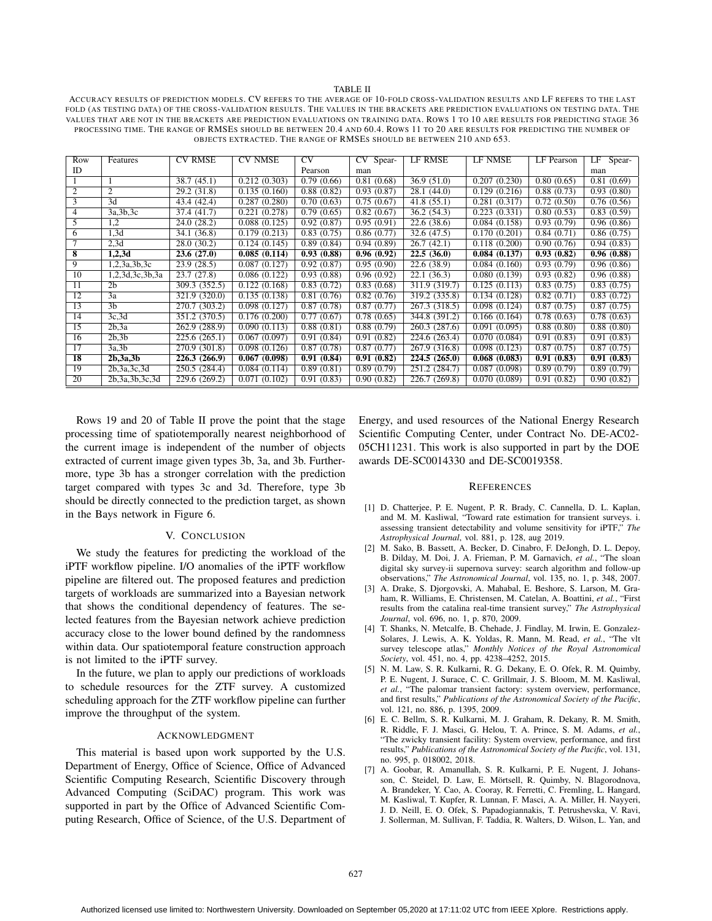TABLE II

ACCURACY RESULTS OF PREDICTION MODELS. CV REFERS TO THE AVERAGE OF 10-FOLD CROSS-VALIDATION RESULTS AND LF REFERS TO THE LAST FOLD (AS TESTING DATA) OF THE CROSS-VALIDATION RESULTS. THE VALUES IN THE BRACKETS ARE PREDICTION EVALUATIONS ON TESTING DATA. THE VALUES THAT ARE NOT IN THE BRACKETS ARE PREDICTION EVALUATIONS ON TRAINING DATA. ROWS 1 TO 10 ARE RESULTS FOR PREDICTING STAGE 36 PROCESSING TIME. THE RANGE OF RMSES SHOULD BE BETWEEN 20.4 AND 60.4. ROWS 11 TO 20 ARE RESULTS FOR PREDICTING THE NUMBER OF OBJECTS EXTRACTED. THE RANGE OF RMSES SHOULD BE BETWEEN 210 AND 653.

| Row ID | Features | CV RMSE | CV NMSE | CV Pearson | CV Spearman | LF RMSE | LF NMSE | LF Pearson | LF Spearman |
|---|---|---|---|---|---|---|---|---|---|
| 1 | 1 | 38.7 (45.1) | 0.212 (0.303) | 0.79 (0.66) | 0.81 (0.68) | 36.9 (51.0) | 0.207 (0.230) | 0.80 (0.65) | 0.81 (0.69) |
| 2 | 2 | 29.2 (31.8) | 0.135 (0.160) | 0.88 (0.82) | 0.93 (0.87) | 28.1 (44.0) | 0.129 (0.216) | 0.88 (0.73) | 0.93 (0.80) |
| 3 | 3d | 43.4 (42.4) | 0.287 (0.280) | 0.70 (0.63) | 0.75 (0.67) | 41.8 (55.1) | 0.281 (0.317) | 0.72 (0.50) | 0.76 (0.56) |
| 4 | 3a,3b,3c | 37.4 (41.7) | 0.221 (0.278) | 0.79 (0.65) | 0.82 (0.67) | 36.2 (54.3) | 0.223 (0.331) | 0.80 (0.53) | 0.83 (0.59) |
| 5 | 1,2 | 24.0 (28.2) | 0.088 (0.125) | 0.92 (0.87) | 0.95 (0.91) | 22.6 (38.6) | 0.084 (0.158) | 0.93 (0.79) | 0.96 (0.86) |
| 6 | 1,3d | 34.1 (36.8) | 0.179 (0.213) | 0.83 (0.75) | 0.86 (0.77) | 32.6 (47.5) | 0.170 (0.201) | 0.84 (0.71) | 0.86 (0.75) |
| 7 | 2,3d | 28.0 (30.2) | 0.124 (0.145) | 0.89 (0.84) | 0.94 (0.89) | 26.7 (42.1) | 0.118 (0.200) | 0.90 (0.76) | 0.94 (0.83) |
| **8** | **1,2,3d** | **23.6 (27.0)** | **0.085 (0.114)** | **0.93 (0.88)** | **0.96 (0.92)** | **22.5 (36.0)** | **0.084 (0.137)** | **0.93 (0.82)** | **0.96 (0.88)** |
| 9 | 1,2,3a,3b,3c | 23.9 (28.5) | 0.087 (0.127) | 0.92 (0.87) | 0.95 (0.90) | 22.6 (38.9) | 0.084 (0.160) | 0.93 (0.79) | 0.96 (0.86) |
| 10 | 1,2,3d,3c,3b,3a | 23.7 (27.8) | 0.086 (0.122) | 0.93 (0.88) | 0.96 (0.92) | 22.1 (36.3) | 0.080 (0.139) | 0.93 (0.82) | 0.96 (0.88) |
| 11 | 2b | 309.3 (352.5) | 0.122 (0.168) | 0.83 (0.72) | 0.83 (0.68) | 311.9 (319.7) | 0.125 (0.113) | 0.83 (0.75) | 0.83 (0.75) |
| 12 | 3a | 321.9 (320.0) | 0.135 (0.138) | 0.81 (0.76) | 0.82 (0.76) | 319.2 (335.8) | 0.134 (0.128) | 0.82 (0.71) | 0.83 (0.72) |
| 13 | 3b | 270.7 (303.2) | 0.098 (0.127) | 0.87 (0.78) | 0.87 (0.77) | 267.3 (318.5) | 0.098 (0.124) | 0.87 (0.75) | 0.87 (0.75) |
| 14 | 3c,3d | 351.2 (370.5) | 0.176 (0.200) | 0.77 (0.67) | 0.78 (0.65) | 344.8 (391.2) | 0.166 (0.164) | 0.78 (0.63) | 0.78 (0.63) |
| 15 | 2b,3a | 262.9 (288.9) | 0.090 (0.113) | 0.88 (0.81) | 0.88 (0.79) | 260.3 (287.6) | 0.091 (0.095) | 0.88 (0.80) | 0.88 (0.80) |
| 16 | 2b,3b | 225.6 (265.1) | 0.067 (0.097) | 0.91 (0.84) | 0.91 (0.82) | 224.6 (263.4) | 0.070 (0.084) | 0.91 (0.83) | 0.91 (0.83) |
| 17 | 3a,3b | 270.9 (301.8) | 0.098 (0.126) | 0.87 (0.78) | 0.87 (0.77) | 267.9 (316.8) | 0.098 (0.123) | 0.87 (0.75) | 0.87 (0.75) |
| **18** | **2b,3a,3b** | **226.3 (266.9)** | **0.067 (0.098)** | **0.91 (0.84)** | **0.91 (0.82)** | **224.5 (265.0)** | **0.068 (0.083)** | **0.91 (0.83)** | **0.91 (0.83)** |
| 19 | 2b,3a,3c,3d | 250.5 (284.4) | 0.084 (0.114) | 0.89 (0.81) | 0.89 (0.79) | 251.2 (284.7) | 0.087 (0.098) | 0.89 (0.79) | 0.89 (0.79) |
| 20 | 2b,3a,3b,3c,3d | 229.6 (269.2) | 0.071 (0.102) | 0.91 (0.83) | 0.90 (0.82) | 226.7 (269.8) | 0.070 (0.089) | 0.91 (0.82) | 0.90 (0.82) |

Rows 19 and 20 of Table II prove the point that the stage processing time of spatiotemporally nearest neighborhood of the current image is independent of the number of objects extracted of current image given types 3b, 3a, and 3b. Furthermore, type 3b has a stronger correlation with the prediction target compared with types 3c and 3d. Therefore, type 3b should be directly connected to the prediction target, as shown in the Bays network in Figure 6.

## V. CONCLUSION

We study the features for predicting the workload of the iPTF workflow pipeline. I/O anomalies of the iPTF workflow pipeline are filtered out. The proposed features and prediction targets of workloads are summarized into a Bayesian network that shows the conditional dependency of features. The selected features from the Bayesian network achieve prediction accuracy close to the lower bound defined by the randomness within data. Our spatiotemporal feature construction approach is not limited to the iPTF survey.

In the future, we plan to apply our predictions of workloads to schedule resources for the ZTF survey. A customized scheduling approach for the ZTF workflow pipeline can further improve the throughput of the system.

## ACKNOWLEDGMENT

This material is based upon work supported by the U.S. Department of Energy, Office of Science, Office of Advanced Scientific Computing Research, Scientific Discovery through Advanced Computing (SciDAC) program. This work was supported in part by the Office of Advanced Scientific Computing Research, Office of Science, of the U.S. Department of Energy, and used resources of the National Energy Research Scientific Computing Center, under Contract No. DE-AC02-05CH11231. This work is also supported in part by the DOE awards DE-SC0014330 and DE-SC0019358.

## REFERENCES

[1] D. Chatterjee, P. E. Nugent, P. R. Brady, C. Cannella, D. L. Kaplan, and M. M. Kasliwal, "Toward rate estimation for transient surveys. i. assessing transient detectability and volume sensitivity for iPTF," *The Astrophysical Journal*, vol. 881, p. 128, aug 2019.

[2] M. Sako, B. Bassett, A. Becker, D. Cinabro, F. DeJongh, D. L. Depoy, B. Dilday, M. Doi, J. A. Frieman, P. M. Garnavich, *et al.*, "The sloan digital sky survey-ii supernova survey: search algorithm and follow-up observations," *The Astronomical Journal*, vol. 135, no. 1, p. 348, 2007.

[3] A. Drake, S. Djorgovski, A. Mahabal, E. Beshore, S. Larson, M. Graham, R. Williams, E. Christensen, M. Catelan, A. Boattini, *et al.*, "First results from the catalina real-time transient survey," *The Astrophysical Journal*, vol. 696, no. 1, p. 870, 2009.

[4] T. Shanks, N. Metcalfe, B. Chehade, J. Findlay, M. Irwin, E. Gonzalez-Solares, J. Lewis, A. K. Yoldas, R. Mann, M. Read, *et al.*, "The vlt survey telescope atlas," *Monthly Notices of the Royal Astronomical Society*, vol. 451, no. 4, pp. 4238–4252, 2015.

[5] N. M. Law, S. R. Kulkarni, R. G. Dekany, E. O. Ofek, R. M. Quimby, P. E. Nugent, J. Surace, C. C. Grillmair, J. S. Bloom, M. M. Kasliwal, *et al.*, "The palomar transient factory: system overview, performance, and first results," *Publications of the Astronomical Society of the Pacific*, vol. 121, no. 886, p. 1395, 2009.

[6] E. C. Bellm, S. R. Kulkarni, M. J. Graham, R. Dekany, R. M. Smith, R. Riddle, F. J. Masci, G. Helou, T. A. Prince, S. M. Adams, *et al.*, "The zwicky transient facility: System overview, performance, and first results," *Publications of the Astronomical Society of the Pacific*, vol. 131, no. 995, p. 018002, 2018.

[7] A. Goobar, R. Amanullah, S. R. Kulkarni, P. E. Nugent, J. Johansson, C. Steidel, D. Law, E. Mörtsell, R. Quimby, N. Blagorodnova, A. Brandeker, Y. Cao, A. Cooray, R. Ferretti, C. Fremling, L. Hangard, M. Kasliwal, T. Kupfer, R. Lunnan, F. Masci, A. A. Miller, H. Nayyeri, J. D. Neill, E. O. Ofek, S. Papadogiannakis, T. Petrushevska, V. Ravi, J. Sollerman, M. Sullivan, F. Taddia, R. Walters, D. Wilson, L. Yan, and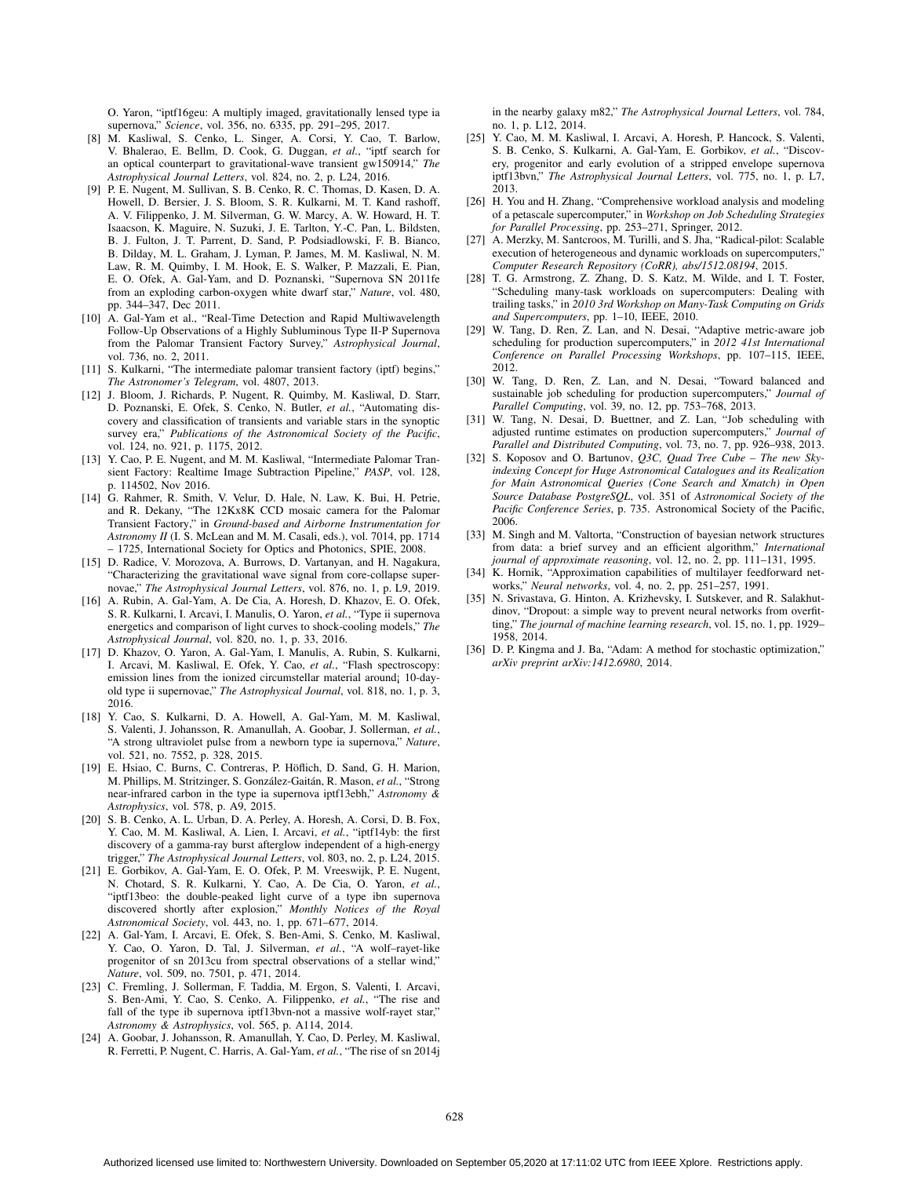O. Yaron, "iptf16geu: A multiply imaged, gravitationally lensed type ia supernova," *Science*, vol. 356, no. 6335, pp. 291–295, 2017.

[8] M. Kasliwal, S. Cenko, L. Singer, A. Corsi, Y. Cao, T. Barlow, V. Bhalerao, E. Bellm, D. Cook, G. Duggan, *et al.*, "iptf search for an optical counterpart to gravitational-wave transient gw150914," *The Astrophysical Journal Letters*, vol. 824, no. 2, p. L24, 2016.

[9] P. E. Nugent, M. Sullivan, S. B. Cenko, R. C. Thomas, D. Kasen, D. A. Howell, D. Bersier, J. S. Bloom, S. R. Kulkarni, M. T. Kand rashoff, A. V. Filippenko, J. M. Silverman, G. W. Marcy, A. W. Howard, H. T. Isaacson, K. Maguire, N. Suzuki, J. E. Tarlton, Y.-C. Pan, L. Bildsten, B. J. Fulton, J. T. Parrent, D. Sand, P. Podsiadlowski, F. B. Bianco, B. Dilday, M. L. Graham, J. Lyman, P. James, M. M. Kasliwal, N. M. Law, R. M. Quimby, I. M. Hook, E. S. Walker, P. Mazzali, E. Pian, E. O. Ofek, A. Gal-Yam, and D. Poznanski, "Supernova SN 2011fe from an exploding carbon-oxygen white dwarf star," *Nature*, vol. 480, pp. 344–347, Dec 2011.

[10] A. Gal-Yam et al., "Real-Time Detection and Rapid Multiwavelength Follow-Up Observations of a Highly Subluminous Type II-P Supernova from the Palomar Transient Factory Survey," *Astrophysical Journal*, vol. 736, no. 2, 2011.

[11] S. Kulkarni, "The intermediate palomar transient factory (iptf) begins," *The Astronomer's Telegram*, vol. 4807, 2013.

[12] J. Bloom, J. Richards, P. Nugent, R. Quimby, M. Kasliwal, D. Starr, D. Poznanski, E. Ofek, S. Cenko, N. Butler, *et al.*, "Automating discovery and classification of transients and variable stars in the synoptic survey era," *Publications of the Astronomical Society of the Pacific*, vol. 124, no. 921, p. 1175, 2012.

[13] Y. Cao, P. E. Nugent, and M. M. Kasliwal, "Intermediate Palomar Transient Factory: Realtime Image Subtraction Pipeline," *PASP*, vol. 128, p. 114502, Nov 2016.

[14] G. Rahmer, R. Smith, V. Velur, D. Hale, N. Law, K. Bui, H. Petrie, and R. Dekany, "The 12Kx8K CCD mosaic camera for the Palomar Transient Factory," in *Ground-based and Airborne Instrumentation for Astronomy II* (I. S. McLean and M. M. Casali, eds.), vol. 7014, pp. 1714 – 1725, International Society for Optics and Photonics, SPIE, 2008.

[15] D. Radice, V. Morozova, A. Burrows, D. Vartanyan, and H. Nagakura, "Characterizing the gravitational wave signal from core-collapse supernovae," *The Astrophysical Journal Letters*, vol. 876, no. 1, p. L9, 2019.

[16] A. Rubin, A. Gal-Yam, A. De Cia, A. Horesh, D. Khazov, E. O. Ofek, S. R. Kulkarni, I. Arcavi, I. Manulis, O. Yaron, *et al.*, "Type ii supernova energetics and comparison of light curves to shock-cooling models," *The Astrophysical Journal*, vol. 820, no. 1, p. 33, 2016.

[17] D. Khazov, O. Yaron, A. Gal-Yam, I. Manulis, A. Rubin, S. Kulkarni, I. Arcavi, M. Kasliwal, E. Ofek, Y. Cao, *et al.*, "Flash spectroscopy: emission lines from the ionized circumstellar material around¡ 10-day-old type ii supernovae," *The Astrophysical Journal*, vol. 818, no. 1, p. 3, 2016.

[18] Y. Cao, S. Kulkarni, D. A. Howell, A. Gal-Yam, M. M. Kasliwal, S. Valenti, J. Johansson, R. Amanullah, A. Goobar, J. Sollerman, *et al.*, "A strong ultraviolet pulse from a newborn type ia supernova," *Nature*, vol. 521, no. 7552, p. 328, 2015.

[19] E. Hsiao, C. Burns, C. Contreras, P. Höflich, D. Sand, G. H. Marion, M. Phillips, M. Stritzinger, S. González-Gaitán, R. Mason, *et al.*, "Strong near-infrared carbon in the type ia supernova iptf13ebh," *Astronomy & Astrophysics*, vol. 578, p. A9, 2015.

[20] S. B. Cenko, A. L. Urban, D. A. Perley, A. Horesh, A. Corsi, D. B. Fox, Y. Cao, M. M. Kasliwal, A. Lien, I. Arcavi, *et al.*, "iptf14yb: the first discovery of a gamma-ray burst afterglow independent of a high-energy trigger," *The Astrophysical Journal Letters*, vol. 803, no. 2, p. L24, 2015.

[21] E. Gorbikov, A. Gal-Yam, E. O. Ofek, P. M. Vreeswijk, P. E. Nugent, N. Chotard, S. R. Kulkarni, Y. Cao, A. De Cia, O. Yaron, *et al.*, "iptf13beo: the double-peaked light curve of a type ibn supernova discovered shortly after explosion," *Monthly Notices of the Royal Astronomical Society*, vol. 443, no. 1, pp. 671–677, 2014.

[22] A. Gal-Yam, I. Arcavi, E. Ofek, S. Ben-Ami, S. Cenko, M. Kasliwal, Y. Cao, O. Yaron, D. Tal, J. Silverman, *et al.*, "A wolf–rayet-like progenitor of sn 2013cu from spectral observations of a stellar wind," *Nature*, vol. 509, no. 7501, p. 471, 2014.

[23] C. Fremling, J. Sollerman, F. Taddia, M. Ergon, S. Valenti, I. Arcavi, S. Ben-Ami, Y. Cao, S. Cenko, A. Filippenko, *et al.*, "The rise and fall of the type ib supernova iptf13bvn-not a massive wolf-rayet star," *Astronomy & Astrophysics*, vol. 565, p. A114, 2014.

[24] A. Goobar, J. Johansson, R. Amanullah, Y. Cao, D. Perley, M. Kasliwal, R. Ferretti, P. Nugent, C. Harris, A. Gal-Yam, *et al.*, "The rise of sn 2014j in the nearby galaxy m82," *The Astrophysical Journal Letters*, vol. 784, no. 1, p. L12, 2014.

[25] Y. Cao, M. M. Kasliwal, I. Arcavi, A. Horesh, P. Hancock, S. Valenti, S. B. Cenko, S. Kulkarni, A. Gal-Yam, E. Gorbikov, *et al.*, "Discovery, progenitor and early evolution of a stripped envelope supernova iptf13bvn," *The Astrophysical Journal Letters*, vol. 775, no. 1, p. L7, 2013.

[26] H. You and H. Zhang, "Comprehensive workload analysis and modeling of a petascale supercomputer," in *Workshop on Job Scheduling Strategies for Parallel Processing*, pp. 253–271, Springer, 2012.

[27] A. Merzky, M. Santcroos, M. Turilli, and S. Jha, "Radical-pilot: Scalable execution of heterogeneous and dynamic workloads on supercomputers," *Computer Research Repository (CoRR), abs/1512.08194*, 2015.

[28] T. G. Armstrong, Z. Zhang, D. S. Katz, M. Wilde, and I. T. Foster, "Scheduling many-task workloads on supercomputers: Dealing with trailing tasks," in *2010 3rd Workshop on Many-Task Computing on Grids and Supercomputers*, pp. 1–10, IEEE, 2010.

[29] W. Tang, D. Ren, Z. Lan, and N. Desai, "Adaptive metric-aware job scheduling for production supercomputers," in *2012 41st International Conference on Parallel Processing Workshops*, pp. 107–115, IEEE, 2012.

[30] W. Tang, D. Ren, Z. Lan, and N. Desai, "Toward balanced and sustainable job scheduling for production supercomputers," *Journal of Parallel Computing*, vol. 39, no. 12, pp. 753–768, 2013.

[31] W. Tang, N. Desai, D. Buettner, and Z. Lan, "Job scheduling with adjusted runtime estimates on production supercomputers," *Journal of Parallel and Distributed Computing*, vol. 73, no. 7, pp. 926–938, 2013.

[32] S. Koposov and O. Bartunov, *Q3C, Quad Tree Cube – The new Sky-indexing Concept for Huge Astronomical Catalogues and its Realization for Main Astronomical Queries (Cone Search and Xmatch) in Open Source Database PostgreSQL*, vol. 351 of *Astronomical Society of the Pacific Conference Series*, p. 735. Astronomical Society of the Pacific, 2006.

[33] M. Singh and M. Valtorta, "Construction of bayesian network structures from data: a brief survey and an efficient algorithm," *International journal of approximate reasoning*, vol. 12, no. 2, pp. 111–131, 1995.

[34] K. Hornik, "Approximation capabilities of multilayer feedforward networks," *Neural networks*, vol. 4, no. 2, pp. 251–257, 1991.

[35] N. Srivastava, G. Hinton, A. Krizhevsky, I. Sutskever, and R. Salakhutdinov, "Dropout: a simple way to prevent neural networks from overfitting," *The journal of machine learning research*, vol. 15, no. 1, pp. 1929–1958, 2014.

[36] D. P. Kingma and J. Ba, "Adam: A method for stochastic optimization," *arXiv preprint arXiv:1412.6980*, 2014.

Authorized licensed use limited to: Northwestern University. Downloaded on September 05,2020 at 17:11:02 UTC from IEEE Xplore. Restrictions apply.